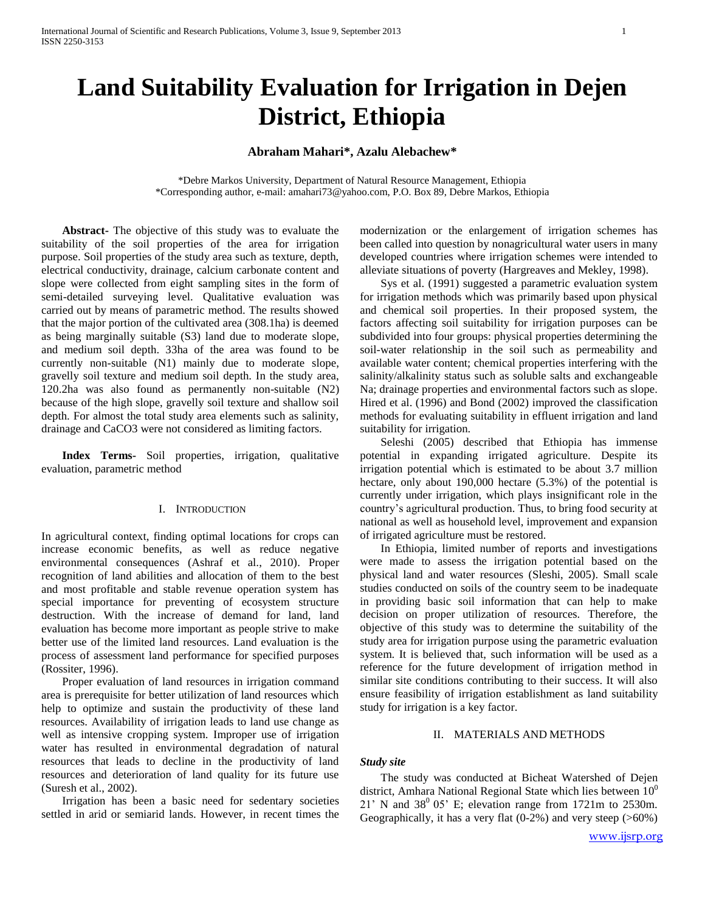# Land Suitability Evaluation for Irrigation in Dejen District, Ethiopia

**Abraham Mahari\*, Azalu Alebachew\***

\*Debre Markos University, Department of Natural Resource Management, Ethiopia
\*Corresponding author, e-mail: amahari73@yahoo.com, P.O. Box 89, Debre Markos, Ethiopia

**Abstract-** The objective of this study was to evaluate the suitability of the soil properties of the area for irrigation purpose. Soil properties of the study area such as texture, depth, electrical conductivity, drainage, calcium carbonate content and slope were collected from eight sampling sites in the form of semi-detailed surveying level. Qualitative evaluation was carried out by means of parametric method. The results showed that the major portion of the cultivated area (308.1ha) is deemed as being marginally suitable (S3) land due to moderate slope, and medium soil depth. 33ha of the area was found to be currently non-suitable (N1) mainly due to moderate slope, gravelly soil texture and medium soil depth. In the study area, 120.2ha was also found as permanently non-suitable (N2) because of the high slope, gravelly soil texture and shallow soil depth. For almost the total study area elements such as salinity, drainage and CaCO3 were not considered as limiting factors.

**Index Terms-** Soil properties, irrigation, qualitative evaluation, parametric method

## I. Introduction

In agricultural context, finding optimal locations for crops can increase economic benefits, as well as reduce negative environmental consequences (Ashraf et al., 2010). Proper recognition of land abilities and allocation of them to the best and most profitable and stable revenue operation system has special importance for preventing of ecosystem structure destruction. With the increase of demand for land, land evaluation has become more important as people strive to make better use of the limited land resources. Land evaluation is the process of assessment land performance for specified purposes (Rossiter, 1996).

Proper evaluation of land resources in irrigation command area is prerequisite for better utilization of land resources which help to optimize and sustain the productivity of these land resources. Availability of irrigation leads to land use change as well as intensive cropping system. Improper use of irrigation water has resulted in environmental degradation of natural resources that leads to decline in the productivity of land resources and deterioration of land quality for its future use (Suresh et al., 2002).

Irrigation has been a basic need for sedentary societies settled in arid or semiarid lands. However, in recent times the modernization or the enlargement of irrigation schemes has been called into question by nonagricultural water users in many developed countries where irrigation schemes were intended to alleviate situations of poverty (Hargreaves and Mekley, 1998).

Sys et al. (1991) suggested a parametric evaluation system for irrigation methods which was primarily based upon physical and chemical soil properties. In their proposed system, the factors affecting soil suitability for irrigation purposes can be subdivided into four groups: physical properties determining the soil-water relationship in the soil such as permeability and available water content; chemical properties interfering with the salinity/alkalinity status such as soluble salts and exchangeable Na; drainage properties and environmental factors such as slope. Hired et al. (1996) and Bond (2002) improved the classification methods for evaluating suitability in effluent irrigation and land suitability for irrigation.

Seleshi (2005) described that Ethiopia has immense potential in expanding irrigated agriculture. Despite its irrigation potential which is estimated to be about 3.7 million hectare, only about 190,000 hectare (5.3%) of the potential is currently under irrigation, which plays insignificant role in the country's agricultural production. Thus, to bring food security at national as well as household level, improvement and expansion of irrigated agriculture must be restored.

In Ethiopia, limited number of reports and investigations were made to assess the irrigation potential based on the physical land and water resources (Sleshi, 2005). Small scale studies conducted on soils of the country seem to be inadequate in providing basic soil information that can help to make decision on proper utilization of resources. Therefore, the objective of this study was to determine the suitability of the study area for irrigation purpose using the parametric evaluation system. It is believed that, such information will be used as a reference for the future development of irrigation method in similar site conditions contributing to their success. It will also ensure feasibility of irrigation establishment as land suitability study for irrigation is a key factor.

## II. Materials and Methods

***Study site***

The study was conducted at Bicheat Watershed of Dejen district, Amhara National Regional State which lies between $10^0$ 21' N and $38^0$ 05' E; elevation range from 1721m to 2530m. Geographically, it has a very flat (0-2%) and very steep (>60%)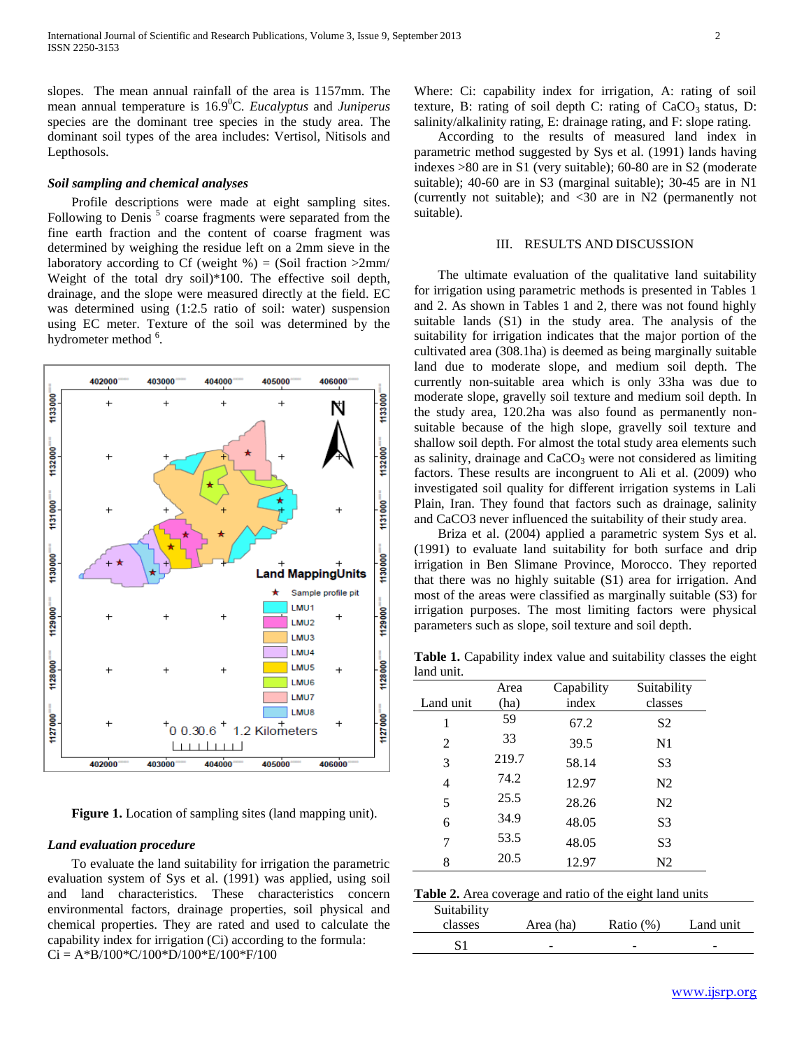slopes. The mean annual rainfall of the area is 1157mm. The mean annual temperature is 16.9$^0$C. *Eucalyptus* and *Juniperus* species are the dominant tree species in the study area. The dominant soil types of the area includes: Vertisol, Nitisols and Lepthosols.

### *Soil sampling and chemical analyses*

Profile descriptions were made at eight sampling sites. Following to Denis [5] coarse fragments were separated from the fine earth fraction and the content of coarse fragment was determined by weighing the residue left on a 2mm sieve in the laboratory according to Cf (weight %) = (Soil fraction >2mm/ Weight of the total dry soil)*100. The effective soil depth, drainage, and the slope were measured directly at the field. EC was determined using (1:2.5 ratio of soil: water) suspension using EC meter. Texture of the soil was determined by the hydrometer method [6].

**Figure 1.** Location of sampling sites (land mapping unit).

### *Land evaluation procedure*

To evaluate the land suitability for irrigation the parametric evaluation system of Sys et al. (1991) was applied, using soil and land characteristics. These characteristics concern environmental factors, drainage properties, soil physical and chemical properties. They are rated and used to calculate the capability index for irrigation (Ci) according to the formula:

$$Ci = A*B/100*C/100*D/100*E/100*F/100$$

Where: Ci: capability index for irrigation, A: rating of soil texture, B: rating of soil depth C: rating of $CaCO_3$ status, D: salinity/alkalinity rating, E: drainage rating, and F: slope rating.

According to the results of measured land index in parametric method suggested by Sys et al. (1991) lands having indexes >80 are in S1 (very suitable); 60-80 are in S2 (moderate suitable); 40-60 are in S3 (marginal suitable); 30-45 are in N1 (currently not suitable); and <30 are in N2 (permanently not suitable).

## III. Results and Discussion

The ultimate evaluation of the qualitative land suitability for irrigation using parametric methods is presented in Tables 1 and 2. As shown in Tables 1 and 2, there was not found highly suitable lands (S1) in the study area. The analysis of the suitability for irrigation indicates that the major portion of the cultivated area (308.1ha) is deemed as being marginally suitable land due to moderate slope, and medium soil depth. The currently non-suitable area which is only 33ha was due to moderate slope, gravelly soil texture and medium soil depth. In the study area, 120.2ha was also found as permanently non-suitable because of the high slope, gravelly soil texture and shallow soil depth. For almost the total study area elements such as salinity, drainage and $CaCO_3$ were not considered as limiting factors. These results are incongruent to Ali et al. (2009) who investigated soil quality for different irrigation systems in Lali Plain, Iran. They found that factors such as drainage, salinity and CaCO3 never influenced the suitability of their study area.

Briza et al. (2004) applied a parametric system Sys et al. (1991) to evaluate land suitability for both surface and drip irrigation in Ben Slimane Province, Morocco. They reported that there was no highly suitable (S1) area for irrigation. And most of the areas were classified as marginally suitable (S3) for irrigation purposes. The most limiting factors were physical parameters such as slope, soil texture and soil depth.

**Table 1.** Capability index value and suitability classes the eight land unit.

| Land unit | Area (ha) | Capability index | Suitability classes |
|---|---|---|---|
| 1 | 59 | 67.2 | S2 |
| 2 | 33 | 39.5 | N1 |
| 3 | 219.7 | 58.14 | S3 |
| 4 | 74.2 | 12.97 | N2 |
| 5 | 25.5 | 28.26 | N2 |
| 6 | 34.9 | 48.05 | S3 |
| 7 | 53.5 | 48.05 | S3 |
| 8 | 20.5 | 12.97 | N2 |

**Table 2.** Area coverage and ratio of the eight land units

| Suitability classes | Area (ha) | Ratio (%) | Land unit |
|---|---|---|---|
| S1 | - | - | - |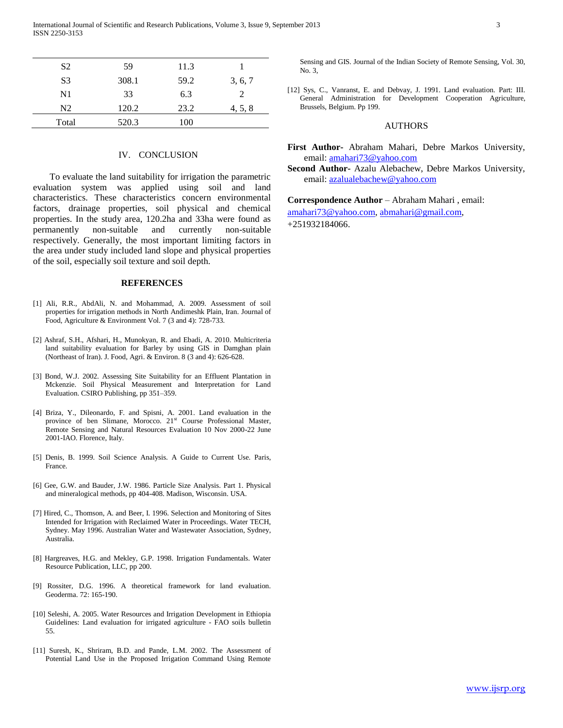| | | | |
|---|---|---|---|
| S2 | 59 | 11.3 | 1 |
| S3 | 308.1 | 59.2 | 3, 6, 7 |
| N1 | 33 | 6.3 | 2 |
| N2 | 120.2 | 23.2 | 4, 5, 8 |
| Total | 520.3 | 100 | |

## IV. CONCLUSION

To evaluate the land suitability for irrigation the parametric evaluation system was applied using soil and land characteristics. These characteristics concern environmental factors, drainage properties, soil physical and chemical properties. In the study area, 120.2ha and 33ha were found as permanently non-suitable and currently non-suitable respectively. Generally, the most important limiting factors in the area under study included land slope and physical properties of the soil, especially soil texture and soil depth.

## REFERENCES

[1] Ali, R.R., AbdAli, N. and Mohammad, A. 2009. Assessment of soil properties for irrigation methods in North Andimeshk Plain, Iran. Journal of Food, Agriculture & Environment Vol. 7 (3 and 4): 728-733.

[2] Ashraf, S.H., Afshari, H., Munokyan, R. and Ebadi, A. 2010. Multicriteria land suitability evaluation for Barley by using GIS in Damghan plain (Northeast of Iran). J. Food, Agri. & Environ. 8 (3 and 4): 626-628.

[3] Bond, W.J. 2002. Assessing Site Suitability for an Effluent Plantation in Mckenzie. Soil Physical Measurement and Interpretation for Land Evaluation. CSIRO Publishing, pp 351–359.

[4] Briza, Y., Dileonardo, F. and Spisni, A. 2001. Land evaluation in the province of ben Slimane, Morocco. 21st Course Professional Master, Remote Sensing and Natural Resources Evaluation 10 Nov 2000-22 June 2001-IAO. Florence, Italy.

[5] Denis, B. 1999. Soil Science Analysis. A Guide to Current Use. Paris, France.

[6] Gee, G.W. and Bauder, J.W. 1986. Particle Size Analysis. Part 1. Physical and mineralogical methods, pp 404-408. Madison, Wisconsin. USA.

[7] Hired, C., Thomson, A. and Beer, I. 1996. Selection and Monitoring of Sites Intended for Irrigation with Reclaimed Water in Proceedings. Water TECH, Sydney. May 1996. Australian Water and Wastewater Association, Sydney, Australia.

[8] Hargreaves, H.G. and Mekley, G.P. 1998. Irrigation Fundamentals. Water Resource Publication, LLC, pp 200.

[9] Rossiter, D.G. 1996. A theoretical framework for land evaluation. Geoderma. 72: 165-190.

[10] Seleshi, A. 2005. Water Resources and Irrigation Development in Ethiopia Guidelines: Land evaluation for irrigated agriculture - FAO soils bulletin 55.

[11] Suresh, K., Shriram, B.D. and Pande, L.M. 2002. The Assessment of Potential Land Use in the Proposed Irrigation Command Using Remote Sensing and GIS. Journal of the Indian Society of Remote Sensing, Vol. 30, No. 3,

[12] Sys, C., Vanranst, E. and Debvay, J. 1991. Land evaluation. Part: III. General Administration for Development Cooperation Agriculture, Brussels, Belgium. Pp 199.

## AUTHORS

**First Author**- Abraham Mahari, Debre Markos University, email: amahari73@yahoo.com

**Second Author**- Azalu Alebachew, Debre Markos University, email: azalualebachew@yahoo.com

**Correspondence Author** – Abraham Mahari , email: amahari73@yahoo.com, abmahari@gmail.com, +251932184066.